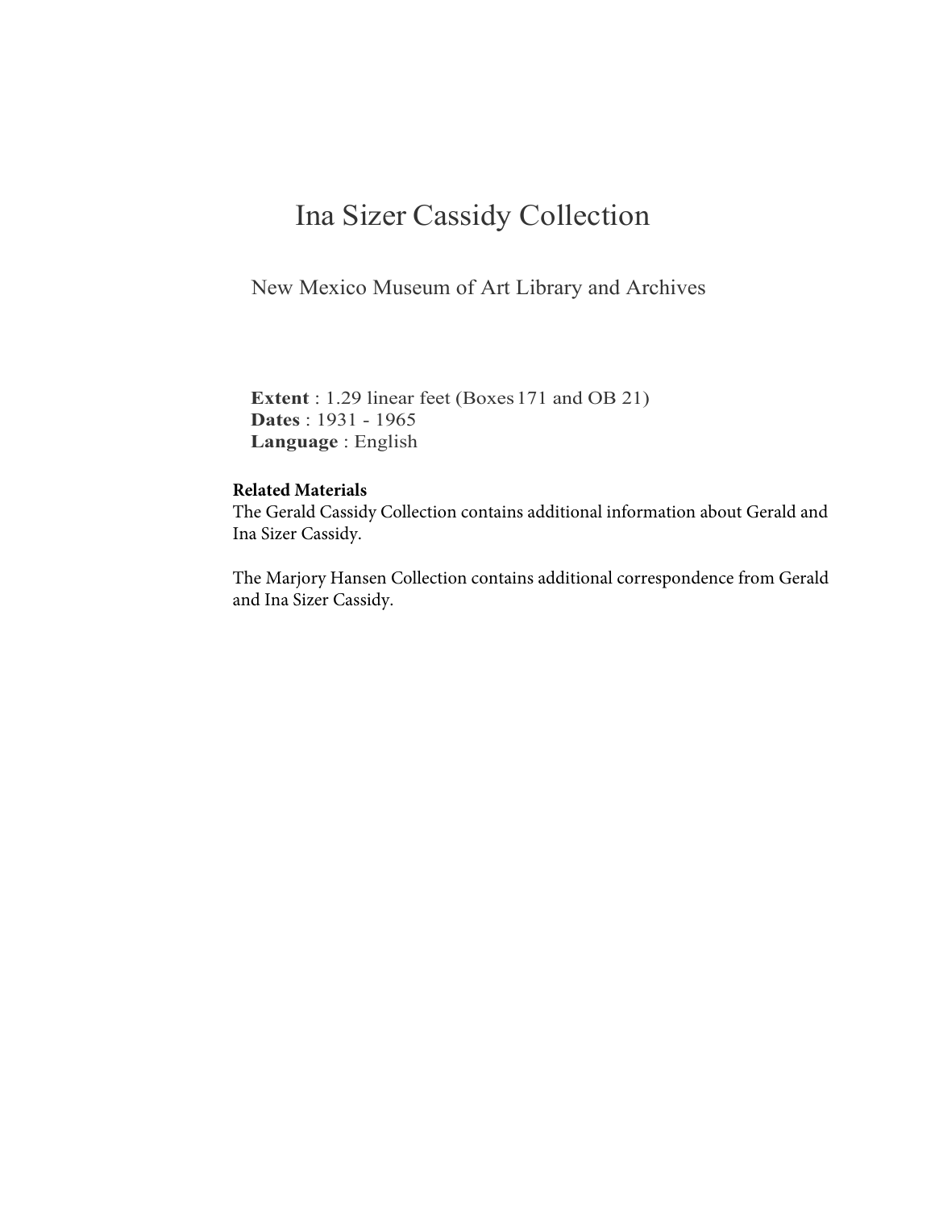# Ina Sizer Cassidy Collection

New Mexico Museum of Art Library and Archives

**Extent** : 1.29 linear feet (Boxes 171 and OB 21)
**Dates** : 1931 - 1965
**Language** : English

**Related Materials**

The Gerald Cassidy Collection contains additional information about Gerald and Ina Sizer Cassidy.

The Marjory Hansen Collection contains additional correspondence from Gerald and Ina Sizer Cassidy.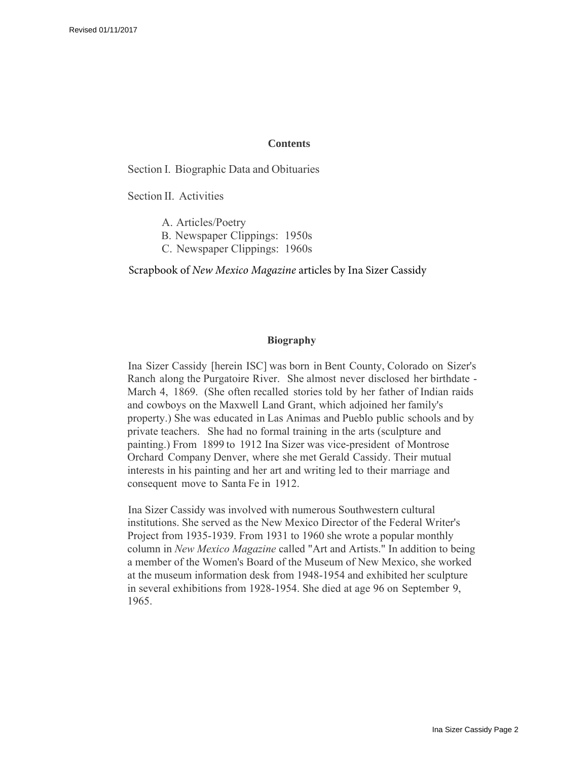## Contents

Section I. Biographic Data and Obituaries

Section II. Activities

- A. Articles/Poetry
- B. Newspaper Clippings: 1950s
- C. Newspaper Clippings: 1960s

Scrapbook of *New Mexico Magazine* articles by Ina Sizer Cassidy

## Biography

Ina Sizer Cassidy [herein ISC] was born in Bent County, Colorado on Sizer's Ranch along the Purgatoire River. She almost never disclosed her birthdate - March 4, 1869. (She often recalled stories told by her father of Indian raids and cowboys on the Maxwell Land Grant, which adjoined her family's property.) She was educated in Las Animas and Pueblo public schools and by private teachers. She had no formal training in the arts (sculpture and painting.) From 1899 to 1912 Ina Sizer was vice-president of Montrose Orchard Company Denver, where she met Gerald Cassidy. Their mutual interests in his painting and her art and writing led to their marriage and consequent move to Santa Fe in 1912.

Ina Sizer Cassidy was involved with numerous Southwestern cultural institutions. She served as the New Mexico Director of the Federal Writer's Project from 1935-1939. From 1931 to 1960 she wrote a popular monthly column in *New Mexico Magazine* called "Art and Artists." In addition to being a member of the Women's Board of the Museum of New Mexico, she worked at the museum information desk from 1948-1954 and exhibited her sculpture in several exhibitions from 1928-1954. She died at age 96 on September 9, 1965.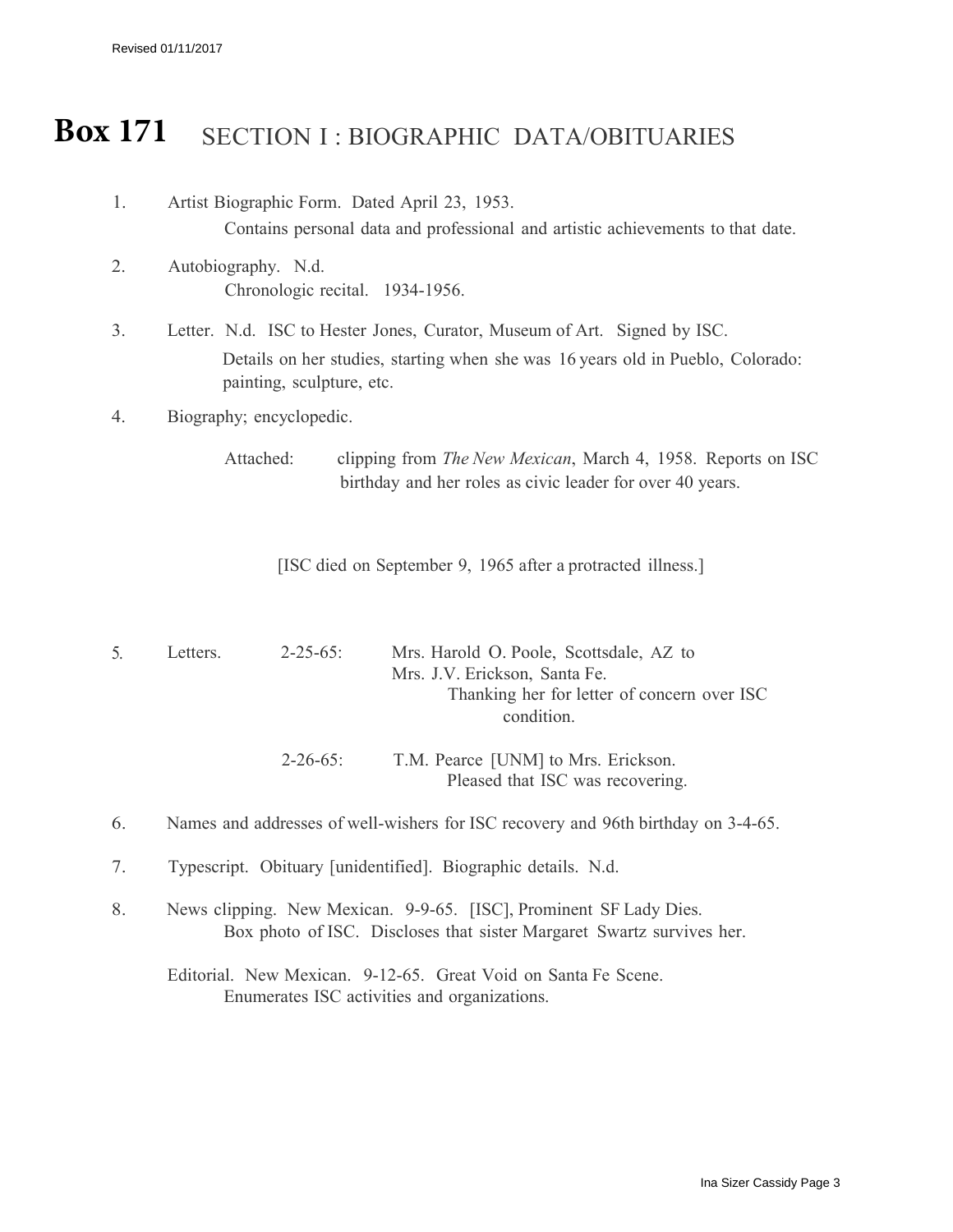# Box 171 SECTION I : BIOGRAPHIC DATA/OBITUARIES

1. Artist Biographic Form. Dated April 23, 1953.
   Contains personal data and professional and artistic achievements to that date.

2. Autobiography. N.d.
   Chronologic recital. 1934-1956.

3. Letter. N.d. ISC to Hester Jones, Curator, Museum of Art. Signed by ISC.
   Details on her studies, starting when she was 16 years old in Pueblo, Colorado: painting, sculpture, etc.

4. Biography; encyclopedic.

   Attached: clipping from *The New Mexican*, March 4, 1958. Reports on ISC birthday and her roles as civic leader for over 40 years.

[ISC died on September 9, 1965 after a protracted illness.]

5. Letters.
   - 2-25-65: Mrs. Harold O. Poole, Scottsdale, AZ to Mrs. J.V. Erickson, Santa Fe.
     Thanking her for letter of concern over ISC condition.
   - 2-26-65: T.M. Pearce [UNM] to Mrs. Erickson.
     Pleased that ISC was recovering.

6. Names and addresses of well-wishers for ISC recovery and 96th birthday on 3-4-65.

7. Typescript. Obituary [unidentified]. Biographic details. N.d.

8. News clipping. New Mexican. 9-9-65. [ISC], Prominent SF Lady Dies.
   Box photo of ISC. Discloses that sister Margaret Swartz survives her.

   Editorial. New Mexican. 9-12-65. Great Void on Santa Fe Scene.
   Enumerates ISC activities and organizations.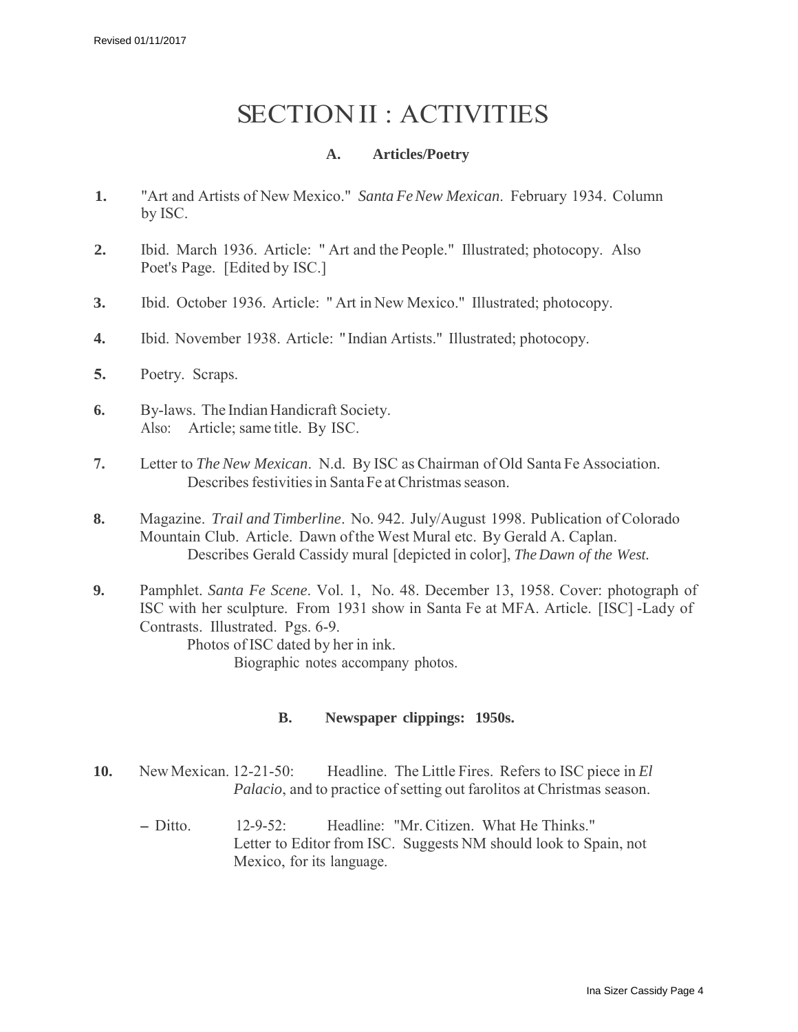# SECTION II : ACTIVITIES

## A. Articles/Poetry

1. "Art and Artists of New Mexico." *Santa Fe New Mexican*. February 1934. Column by ISC.

2. Ibid. March 1936. Article: " Art and the People." Illustrated; photocopy. Also Poet's Page. [Edited by ISC.]

3. Ibid. October 1936. Article: " Art in New Mexico." Illustrated; photocopy.

4. Ibid. November 1938. Article: " Indian Artists." Illustrated; photocopy.

5. Poetry. Scraps.

6. By-laws. The Indian Handicraft Society.
   Also: Article; same title. By ISC.

7. Letter to *The New Mexican*. N.d. By ISC as Chairman of Old Santa Fe Association.
   Describes festivities in Santa Fe at Christmas season.

8. Magazine. *Trail and Timberline*. No. 942. July/August 1998. Publication of Colorado Mountain Club. Article. Dawn of the West Mural etc. By Gerald A. Caplan.
   Describes Gerald Cassidy mural [depicted in color], *The Dawn of the West.*

9. Pamphlet. *Santa Fe Scene*. Vol. 1, No. 48. December 13, 1958. Cover: photograph of ISC with her sculpture. From 1931 show in Santa Fe at MFA. Article. [ISC] -Lady of Contrasts. Illustrated. Pgs. 6-9.
   Photos of ISC dated by her in ink.
   Biographic notes accompany photos.

## B. Newspaper clippings: 1950s.

10. New Mexican. 12-21-50: Headline. The Little Fires. Refers to ISC piece in *El Palacio*, and to practice of setting out farolitos at Christmas season.

   – Ditto. 12-9-52: Headline: "Mr. Citizen. What He Thinks."
   Letter to Editor from ISC. Suggests NM should look to Spain, not Mexico, for its language.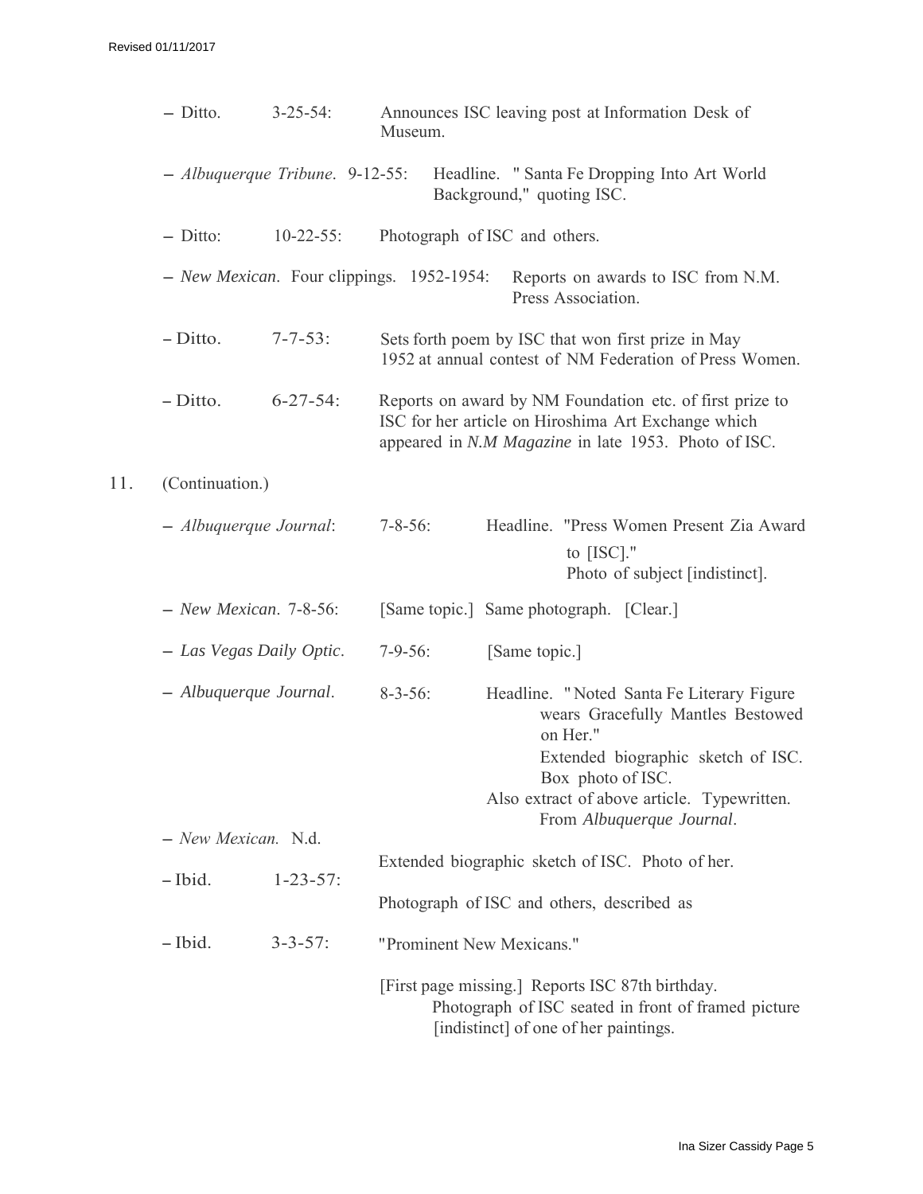– Ditto. 3-25-54: Announces ISC leaving post at Information Desk of Museum.

– *Albuquerque Tribune*. 9-12-55: Headline. " Santa Fe Dropping Into Art World Background," quoting ISC.

– Ditto: 10-22-55: Photograph of ISC and others.

– *New Mexican*. Four clippings. 1952-1954: Reports on awards to ISC from N.M. Press Association.

– Ditto. 7-7-53: Sets forth poem by ISC that won first prize in May 1952 at annual contest of NM Federation of Press Women.

– Ditto. 6-27-54: Reports on award by NM Foundation etc. of first prize to ISC for her article on Hiroshima Art Exchange which appeared in *N.M Magazine* in late 1953. Photo of ISC.

11. (Continuation.)

– *Albuquerque Journal*: 7-8-56: Headline. "Press Women Present Zia Award to [ISC]."
Photo of subject [indistinct].

– *New Mexican*. 7-8-56: [Same topic.] Same photograph. [Clear.]

– *Las Vegas Daily Optic*. 7-9-56: [Same topic.]

– *Albuquerque Journal*. 8-3-56: Headline. " Noted Santa Fe Literary Figure wears Gracefully Mantles Bestowed on Her."
Extended biographic sketch of ISC. Box photo of ISC.
Also extract of above article. Typewritten. From *Albuquerque Journal*.

– *New Mexican.* N.d. Extended biographic sketch of ISC. Photo of her.

– Ibid. 1-23-57: Photograph of ISC and others, described as "Prominent New Mexicans."

– Ibid. 3-3-57: [First page missing.] Reports ISC 87th birthday. Photograph of ISC seated in front of framed picture [indistinct] of one of her paintings.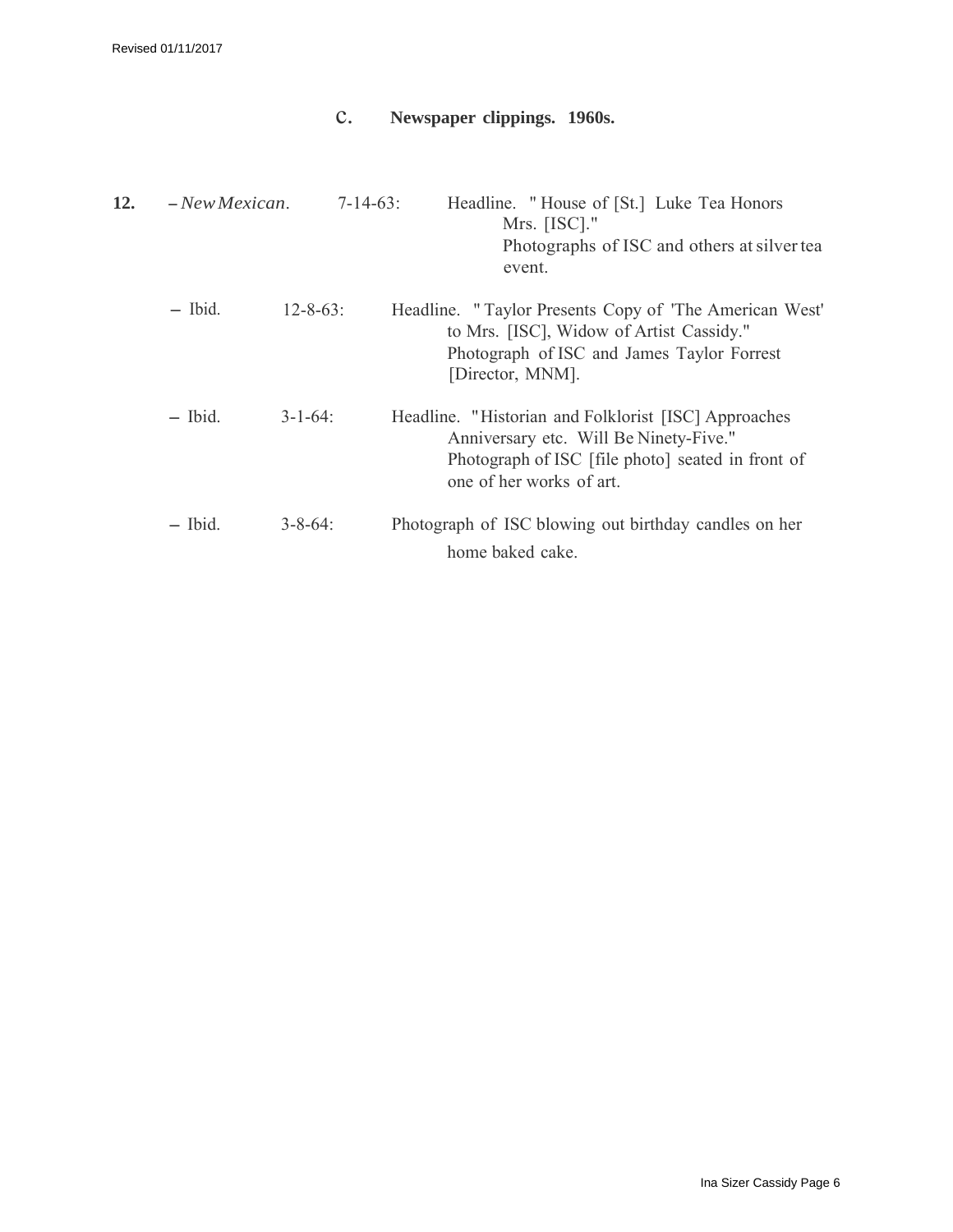## C. Newspaper clippings. 1960s.

**12.** – *New Mexican*. 7-14-63: Headline. " House of [St.] Luke Tea Honors Mrs. [ISC]." Photographs of ISC and others at silver tea event.

– Ibid. 12-8-63: Headline. " Taylor Presents Copy of 'The American West' to Mrs. [ISC], Widow of Artist Cassidy." Photograph of ISC and James Taylor Forrest [Director, MNM].

– Ibid. 3-1-64: Headline. "Historian and Folklorist [ISC] Approaches Anniversary etc. Will Be Ninety-Five." Photograph of ISC [file photo] seated in front of one of her works of art.

– Ibid. 3-8-64: Photograph of ISC blowing out birthday candles on her home baked cake.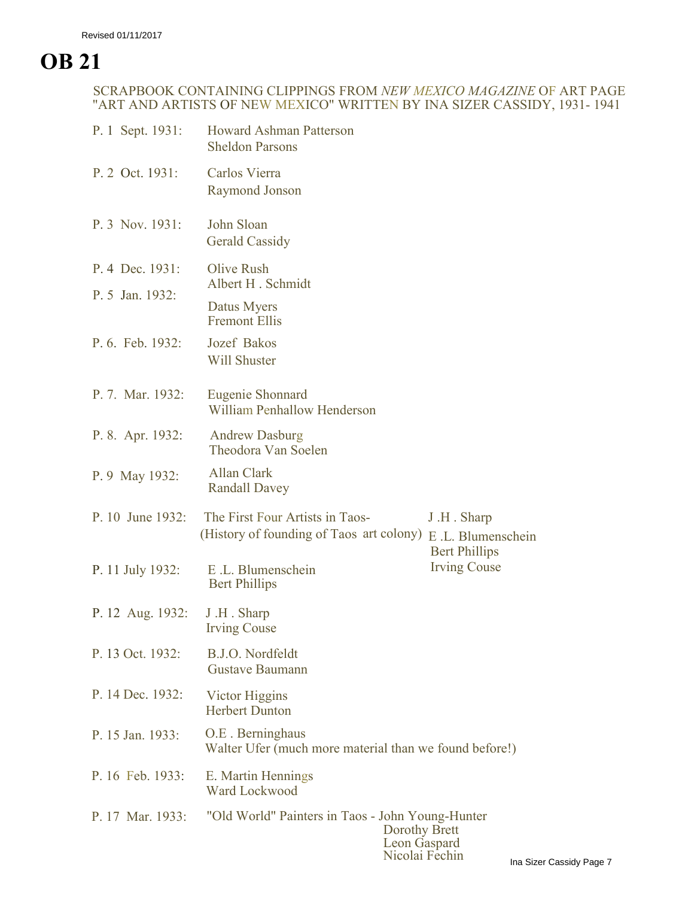Revised 01/11/2017

# OB 21

SCRAPBOOK CONTAINING CLIPPINGS FROM *NEW MEXICO MAGAZINE* OF ART PAGE "ART AND ARTISTS OF NEW MEXICO" WRITTEN BY INA SIZER CASSIDY, 1931- 1941

| | |
|---|---|
| P. 1 Sept. 1931: | Howard Ashman Patterson<br>Sheldon Parsons |
| P. 2 Oct. 1931: | Carlos Vierra<br>Raymond Jonson |
| P. 3 Nov. 1931: | John Sloan<br>Gerald Cassidy |
| P. 4 Dec. 1931: | Olive Rush<br>Albert H . Schmidt |
| P. 5 Jan. 1932: | Datus Myers<br>Fremont Ellis |
| P. 6. Feb. 1932: | Jozef Bakos<br>Will Shuster |
| P. 7. Mar. 1932: | Eugenie Shonnard<br>William Penhallow Henderson |
| P. 8. Apr. 1932: | Andrew Dasburg<br>Theodora Van Soelen |
| P. 9 May 1932: | Allan Clark<br>Randall Davey |
| P. 10 June 1932: | The First Four Artists in Taos- (History of founding of Taos art colony) J .H . Sharp, E .L. Blumenschein, Bert Phillips, Irving Couse |
| P. 11 July 1932: | E .L. Blumenschein<br>Bert Phillips |
| P. 12 Aug. 1932: | J .H . Sharp<br>Irving Couse |
| P. 13 Oct. 1932: | B.J.O. Nordfeldt<br>Gustave Baumann |
| P. 14 Dec. 1932: | Victor Higgins<br>Herbert Dunton |
| P. 15 Jan. 1933: | O.E . Berninghaus<br>Walter Ufer (much more material than we found before!) |
| P. 16 Feb. 1933: | E. Martin Hennings<br>Ward Lockwood |
| P. 17 Mar. 1933: | "Old World" Painters in Taos - John Young-Hunter, Dorothy Brett, Leon Gaspard, Nicolai Fechin |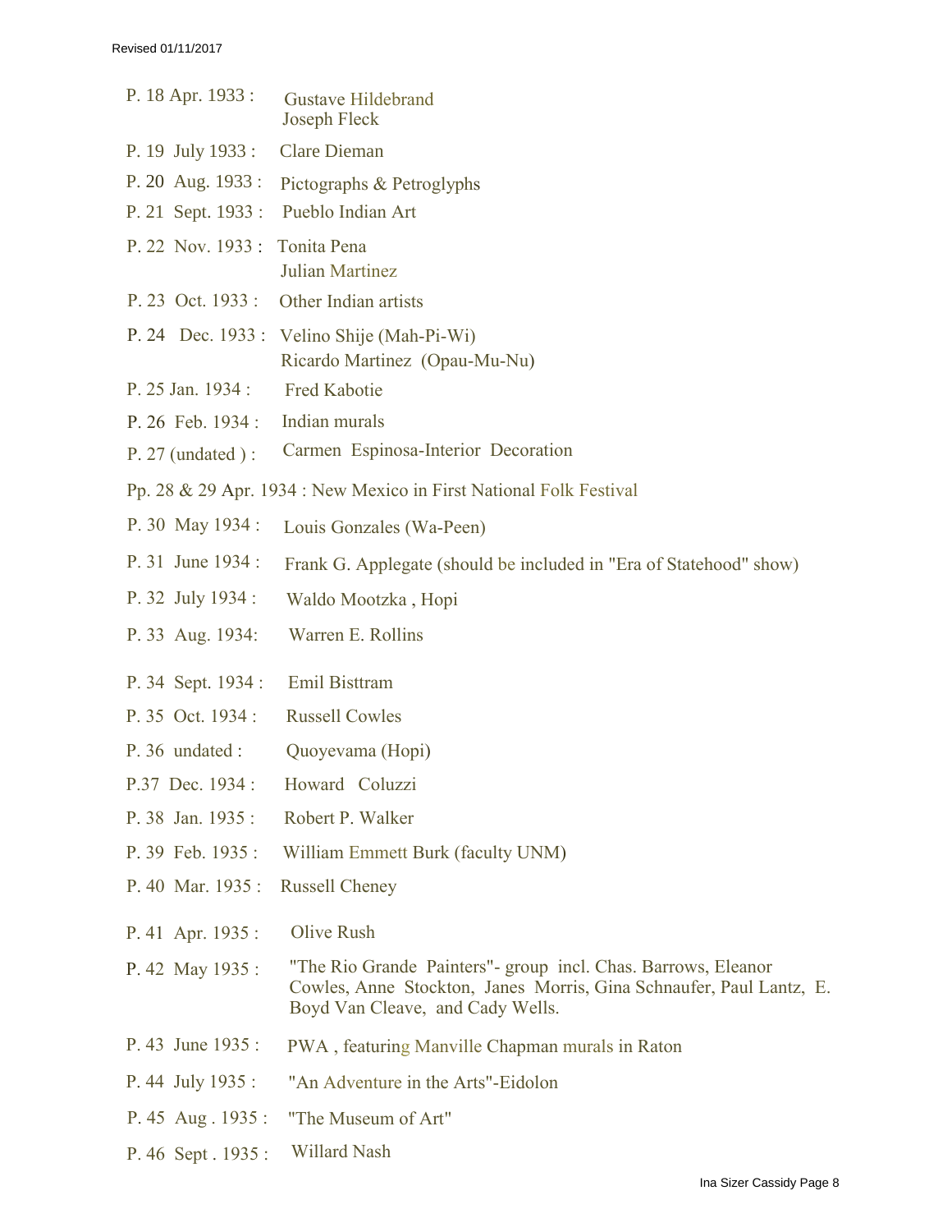P. 18 Apr. 1933 : Gustave Hildebrand
Joseph Fleck

P. 19 July 1933 : Clare Dieman

P. 20 Aug. 1933 : Pictographs & Petroglyphs

P. 21 Sept. 1933 : Pueblo Indian Art

P. 22 Nov. 1933 : Tonita Pena
Julian Martinez

P. 23 Oct. 1933 : Other Indian artists

P. 24 Dec. 1933 : Velino Shije (Mah-Pi-Wi)
Ricardo Martinez (Opau-Mu-Nu)

P. 25 Jan. 1934 : Fred Kabotie

P. 26 Feb. 1934 : Indian murals

P. 27 (undated ) : Carmen Espinosa-Interior Decoration

Pp. 28 & 29 Apr. 1934 : New Mexico in First National Folk Festival

P. 30 May 1934 : Louis Gonzales (Wa-Peen)

P. 31 June 1934 : Frank G. Applegate (should be included in "Era of Statehood" show)

P. 32 July 1934 : Waldo Mootzka , Hopi

P. 33 Aug. 1934: Warren E. Rollins

P. 34 Sept. 1934 : Emil Bisttram

P. 35 Oct. 1934 : Russell Cowles

P. 36 undated : Quoyevama (Hopi)

P.37 Dec. 1934 : Howard Coluzzi

P. 38 Jan. 1935 : Robert P. Walker

P. 39 Feb. 1935 : William Emmett Burk (faculty UNM)

P. 40 Mar. 1935 : Russell Cheney

P. 41 Apr. 1935 : Olive Rush

P. 42 May 1935 : "The Rio Grande Painters"- group incl. Chas. Barrows, Eleanor Cowles, Anne Stockton, Janes Morris, Gina Schnaufer, Paul Lantz, E. Boyd Van Cleave, and Cady Wells.

P. 43 June 1935 : PWA , featuring Manville Chapman murals in Raton

P. 44 July 1935 : "An Adventure in the Arts"-Eidolon

P. 45 Aug . 1935 : "The Museum of Art"

P. 46 Sept . 1935 : Willard Nash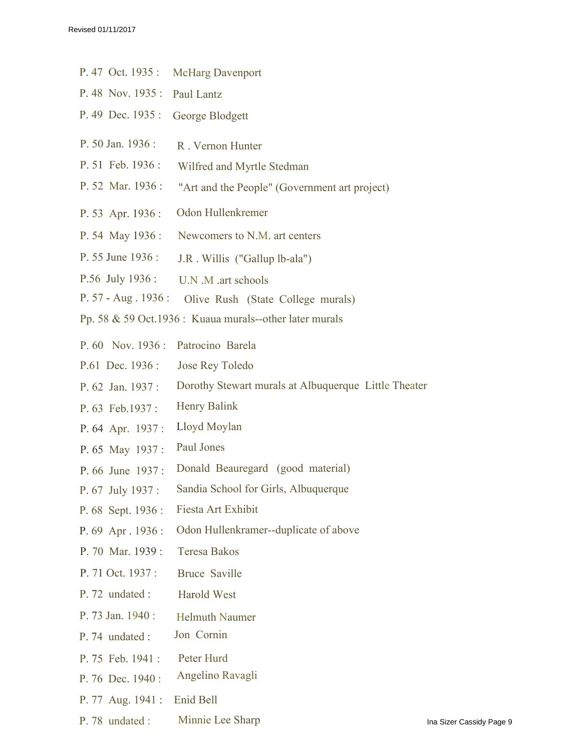P. 47 Oct. 1935 : McHarg Davenport

P. 48 Nov. 1935 : Paul Lantz

P. 49 Dec. 1935 : George Blodgett

P. 50 Jan. 1936 : R . Vernon Hunter

P. 51 Feb. 1936 : Wilfred and Myrtle Stedman

P. 52 Mar. 1936 : "Art and the People" (Government art project)

P. 53 Apr. 1936 : Odon Hullenkremer

P. 54 May 1936 : Newcomers to N.M. art centers

P. 55 June 1936 : J.R . Willis ("Gallup lb-ala")

P.56 July 1936 : U.N .M .art schools

P. 57 - Aug . 1936 : Olive Rush (State College murals)

Pp. 58 & 59 Oct.1936 : Kuaua murals--other later murals

P. 60 Nov. 1936 : Patrocino Barela

P.61 Dec. 1936 : Jose Rey Toledo

P. 62 Jan. 1937 : Dorothy Stewart murals at Albuquerque Little Theater

P. 63 Feb.1937 : Henry Balink

P. 64 Apr. 1937 : Lloyd Moylan

P. 65 May 1937 : Paul Jones

P. 66 June 1937 : Donald Beauregard (good material)

P. 67 July 1937 : Sandia School for Girls, Albuquerque

P. 68 Sept. 1936 : Fiesta Art Exhibit

P. 69 Apr . 1936 : Odon Hullenkramer--duplicate of above

P. 70 Mar. 1939 : Teresa Bakos

P. 71 Oct. 1937 : Bruce Saville

P. 72 undated : Harold West

P. 73 Jan. 1940 : Helmuth Naumer

P. 74 undated : Jon Cornin

P. 75 Feb. 1941 : Peter Hurd

P. 76 Dec. 1940 : Angelino Ravagli

P. 77 Aug. 1941 : Enid Bell

P. 78 undated : Minnie Lee Sharp